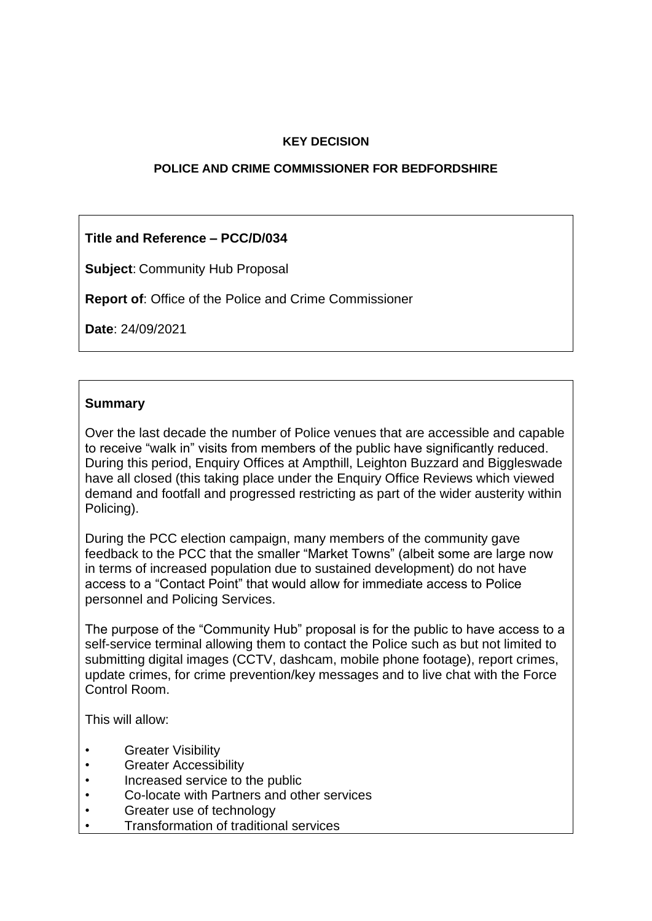**KEY DECISION**

**POLICE AND CRIME COMMISSIONER FOR BEDFORDSHIRE**

**Title and Reference – PCC/D/034**

**Subject**: Community Hub Proposal

**Report of**: Office of the Police and Crime Commissioner

**Date**: 24/09/2021

**Summary**

Over the last decade the number of Police venues that are accessible and capable to receive "walk in" visits from members of the public have significantly reduced. During this period, Enquiry Offices at Ampthill, Leighton Buzzard and Biggleswade have all closed (this taking place under the Enquiry Office Reviews which viewed demand and footfall and progressed restricting as part of the wider austerity within Policing).

During the PCC election campaign, many members of the community gave feedback to the PCC that the smaller "Market Towns" (albeit some are large now in terms of increased population due to sustained development) do not have access to a "Contact Point" that would allow for immediate access to Police personnel and Policing Services.

The purpose of the "Community Hub" proposal is for the public to have access to a self-service terminal allowing them to contact the Police such as but not limited to submitting digital images (CCTV, dashcam, mobile phone footage), report crimes, update crimes, for crime prevention/key messages and to live chat with the Force Control Room.

This will allow:

- Greater Visibility
- Greater Accessibility
- Increased service to the public
- Co-locate with Partners and other services
- Greater use of technology
- Transformation of traditional services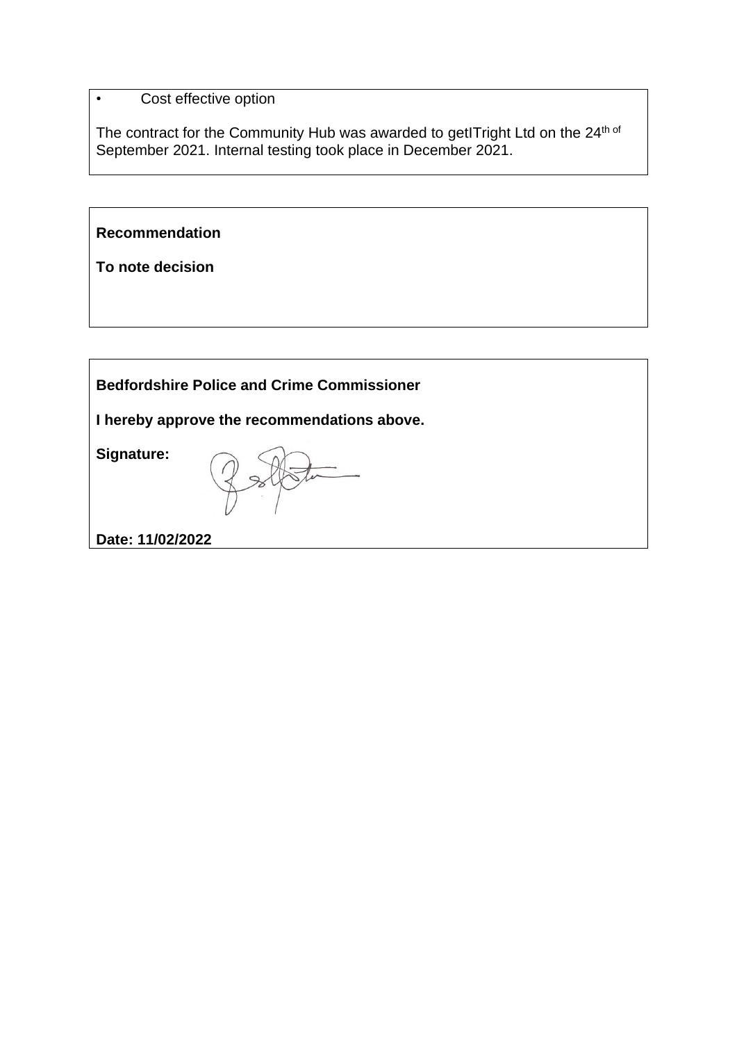- Cost effective option

The contract for the Community Hub was awarded to getITright Ltd on the 24th of September 2021. Internal testing took place in December 2021.

**Recommendation**

**To note decision**

**Bedfordshire Police and Crime Commissioner**

**I hereby approve the recommendations above.**

**Signature:**

**Date: 11/02/2022**